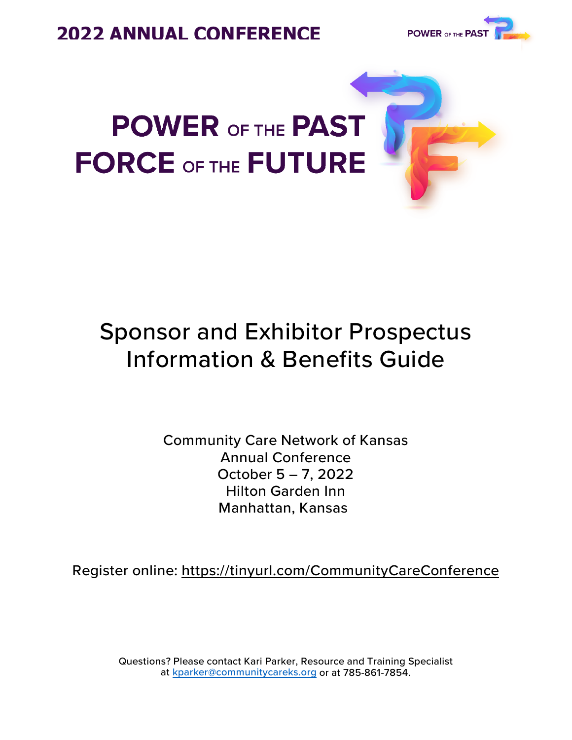# 2022 ANNUAL CONFERENCE

# POWER OF THE PAST
# FORCE OF THE FUTURE

## Sponsor and Exhibitor Prospectus
## Information & Benefits Guide

Community Care Network of Kansas
Annual Conference
October 5 – 7, 2022
Hilton Garden Inn
Manhattan, Kansas

Register online: https://tinyurl.com/CommunityCareConference

Questions? Please contact Kari Parker, Resource and Training Specialist at kparker@communitycareks.org or at 785-861-7854.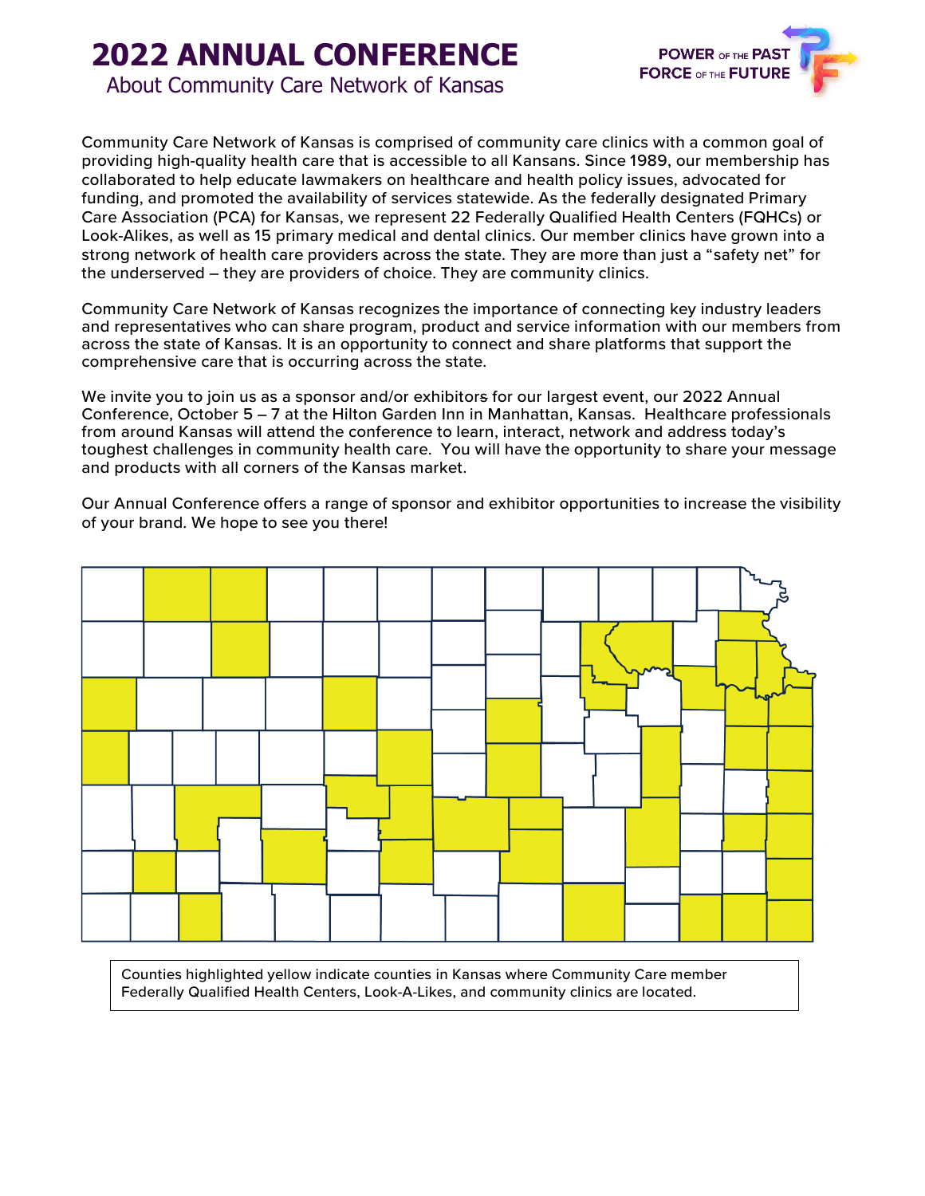# 2022 ANNUAL CONFERENCE

## About Community Care Network of Kansas

POWER OF THE PAST
FORCE OF THE FUTURE

Community Care Network of Kansas is comprised of community care clinics with a common goal of providing high-quality health care that is accessible to all Kansans. Since 1989, our membership has collaborated to help educate lawmakers on healthcare and health policy issues, advocated for funding, and promoted the availability of services statewide. As the federally designated Primary Care Association (PCA) for Kansas, we represent 22 Federally Qualified Health Centers (FQHCs) or Look-Alikes, as well as 15 primary medical and dental clinics. Our member clinics have grown into a strong network of health care providers across the state. They are more than just a "safety net" for the underserved – they are providers of choice. They are community clinics.

Community Care Network of Kansas recognizes the importance of connecting key industry leaders and representatives who can share program, product and service information with our members from across the state of Kansas. It is an opportunity to connect and share platforms that support the comprehensive care that is occurring across the state.

We invite you to join us as a sponsor and/or exhibitors for our largest event, our 2022 Annual Conference, October 5 – 7 at the Hilton Garden Inn in Manhattan, Kansas. Healthcare professionals from around Kansas will attend the conference to learn, interact, network and address today's toughest challenges in community health care. You will have the opportunity to share your message and products with all corners of the Kansas market.

Our Annual Conference offers a range of sponsor and exhibitor opportunities to increase the visibility of your brand. We hope to see you there!

Counties highlighted yellow indicate counties in Kansas where Community Care member Federally Qualified Health Centers, Look-A-Likes, and community clinics are located.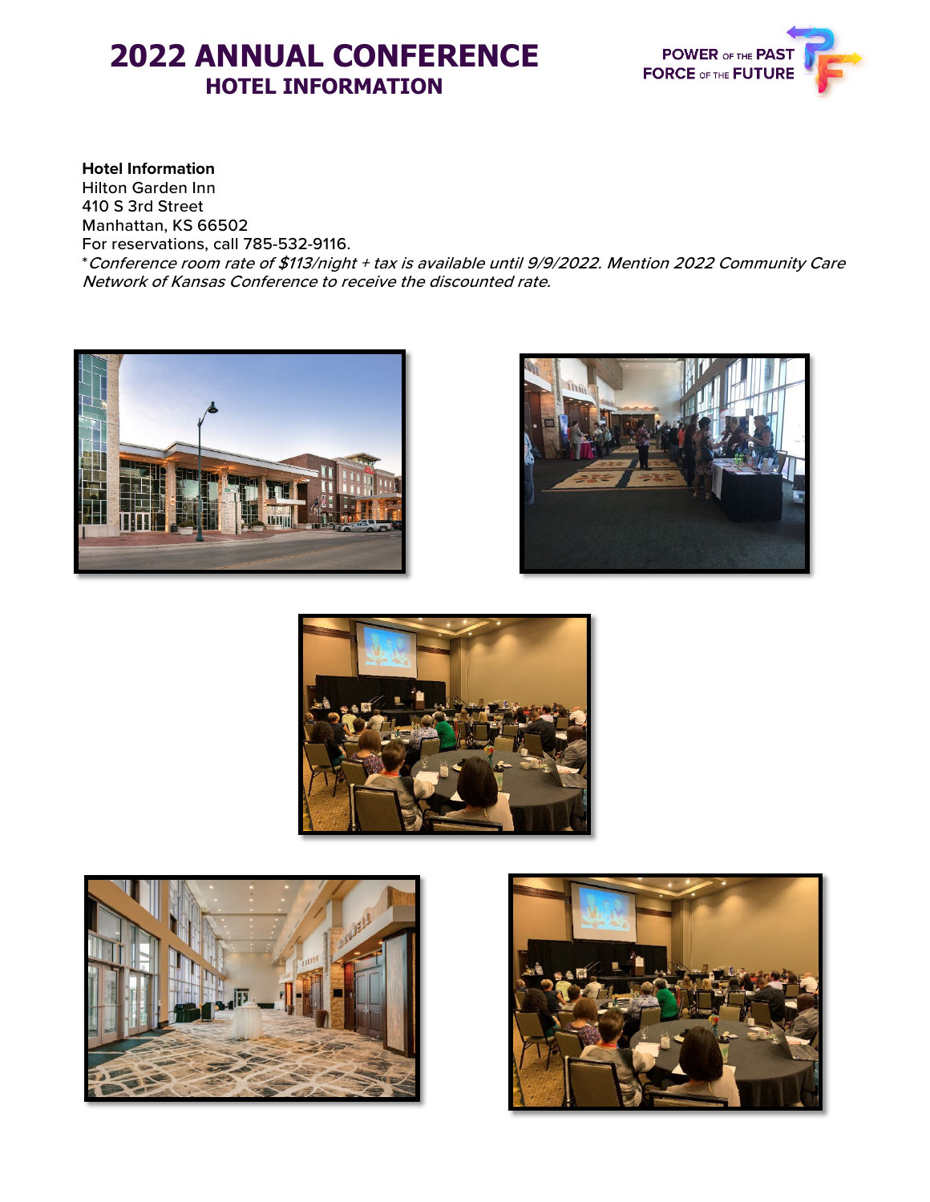# 2022 ANNUAL CONFERENCE
## HOTEL INFORMATION

POWER OF THE PAST
FORCE OF THE FUTURE

**Hotel Information**
Hilton Garden Inn
410 S 3rd Street
Manhattan, KS 66502
For reservations, call 785-532-9116.
**Conference room rate of $113/night + tax is available until 9/9/2022. Mention 2022 Community Care Network of Kansas Conference to receive the discounted rate.*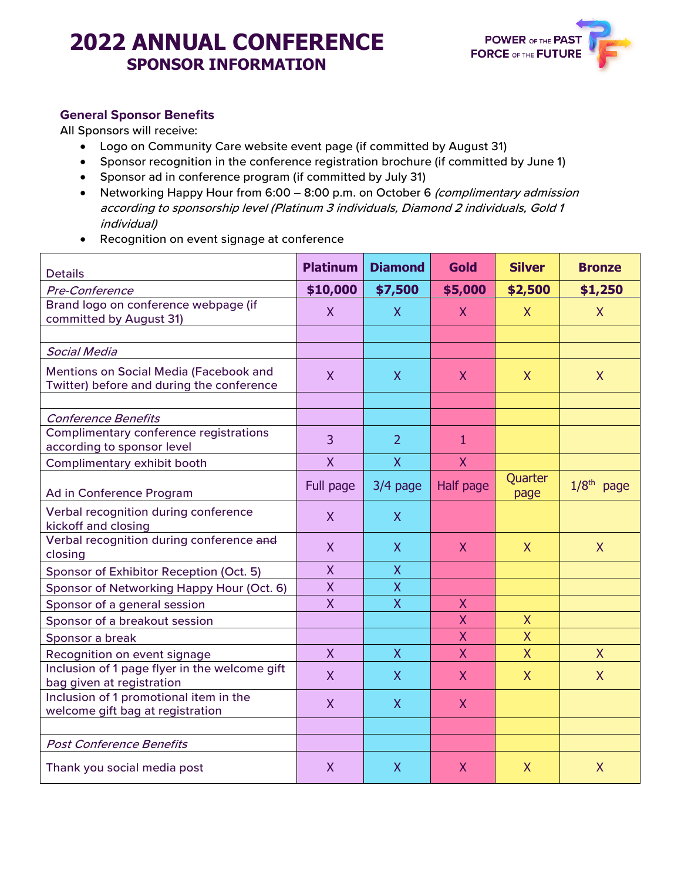# 2022 ANNUAL CONFERENCE
## SPONSOR INFORMATION

POWER OF THE PAST FORCE OF THE FUTURE

### General Sponsor Benefits

All Sponsors will receive:

- Logo on Community Care website event page (if committed by August 31)
- Sponsor recognition in the conference registration brochure (if committed by June 1)
- Sponsor ad in conference program (if committed by July 31)
- Networking Happy Hour from 6:00 – 8:00 p.m. on October 6 *(complimentary admission according to sponsorship level (Platinum 3 individuals, Diamond 2 individuals, Gold 1 individual)*
- Recognition on event signage at conference

| Details | Platinum | Diamond | Gold | Silver | Bronze |
|---|---|---|---|---|---|
| *Pre-Conference* | **$10,000** | **$7,500** | **$5,000** | **$2,500** | **$1,250** |
| Brand logo on conference webpage (if committed by August 31) | X | X | X | X | X |
| | | | | | |
| *Social Media* | | | | | |
| Mentions on Social Media (Facebook and Twitter) before and during the conference | X | X | X | X | X |
| | | | | | |
| *Conference Benefits* | | | | | |
| Complimentary conference registrations according to sponsor level | 3 | 2 | 1 | | |
| Complimentary exhibit booth | X | X | X | | |
| Ad in Conference Program | Full page | 3/4 page | Half page | Quarter page | 1/8th page |
| Verbal recognition during conference kickoff and closing | X | X | | | |
| Verbal recognition during conference ~~and~~ closing | X | X | X | X | X |
| Sponsor of Exhibitor Reception (Oct. 5) | X | X | | | |
| Sponsor of Networking Happy Hour (Oct. 6) | X | X | | | |
| Sponsor of a general session | X | X | X | | |
| Sponsor of a breakout session | | | X | X | |
| Sponsor a break | | | X | X | |
| Recognition on event signage | X | X | X | X | X |
| Inclusion of 1 page flyer in the welcome gift bag given at registration | X | X | X | X | X |
| Inclusion of 1 promotional item in the welcome gift bag at registration | X | X | X | | |
| | | | | | |
| *Post Conference Benefits* | | | | | |
| Thank you social media post | X | X | X | X | X |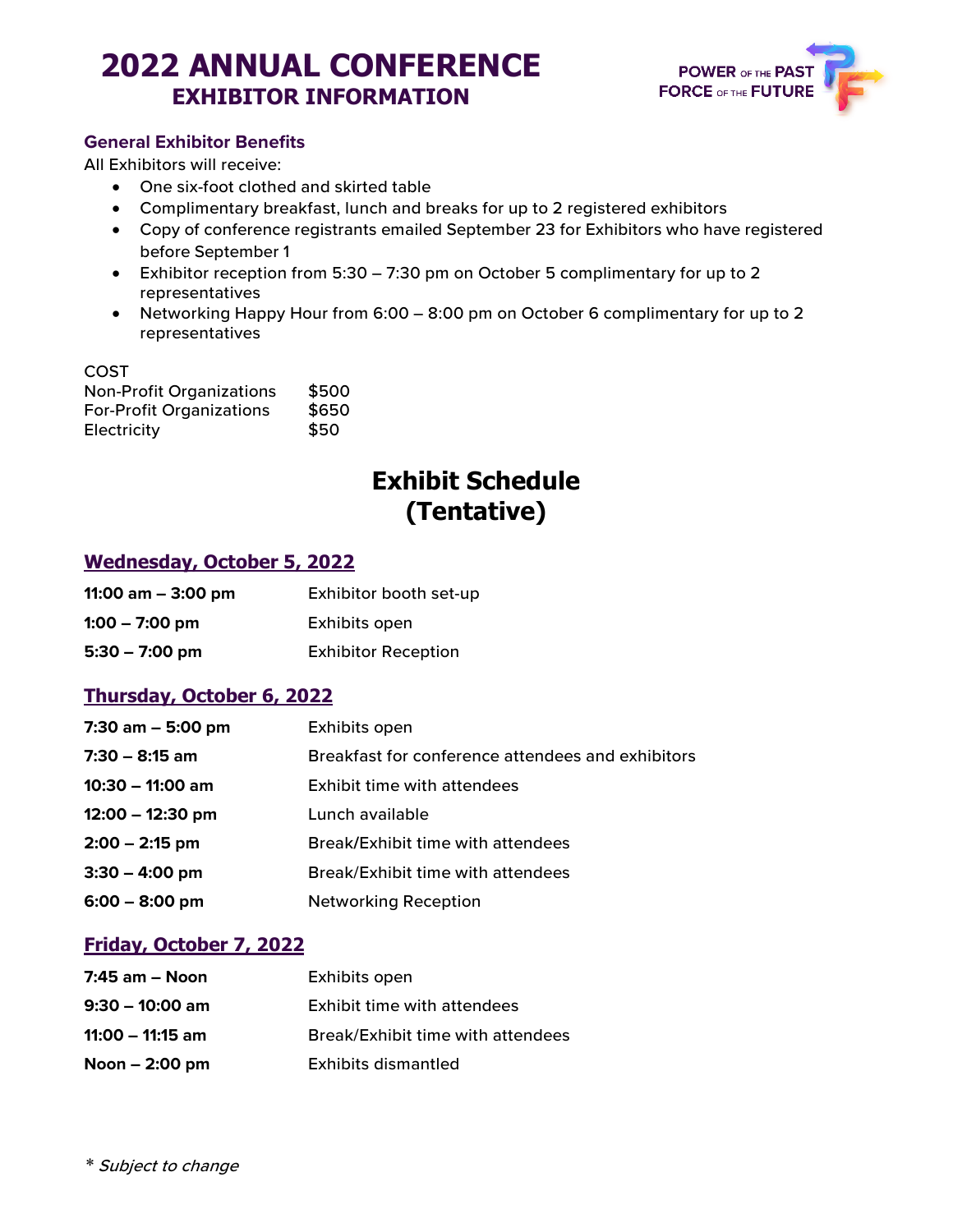# 2022 ANNUAL CONFERENCE
## EXHIBITOR INFORMATION

POWER OF THE PAST
FORCE OF THE FUTURE

### General Exhibitor Benefits

All Exhibitors will receive:

- One six-foot clothed and skirted table
- Complimentary breakfast, lunch and breaks for up to 2 registered exhibitors
- Copy of conference registrants emailed September 23 for Exhibitors who have registered before September 1
- Exhibitor reception from 5:30 – 7:30 pm on October 5 complimentary for up to 2 representatives
- Networking Happy Hour from 6:00 – 8:00 pm on October 6 complimentary for up to 2 representatives

COST

| | |
|---|---|
| Non-Profit Organizations | $500 |
| For-Profit Organizations | $650 |
| Electricity | $50 |

## Exhibit Schedule (Tentative)

### Wednesday, October 5, 2022

| | |
|---|---|
| **11:00 am – 3:00 pm** | Exhibitor booth set-up |
| **1:00 – 7:00 pm** | Exhibits open |
| **5:30 – 7:00 pm** | Exhibitor Reception |

### Thursday, October 6, 2022

| | |
|---|---|
| **7:30 am – 5:00 pm** | Exhibits open |
| **7:30 – 8:15 am** | Breakfast for conference attendees and exhibitors |
| **10:30 – 11:00 am** | Exhibit time with attendees |
| **12:00 – 12:30 pm** | Lunch available |
| **2:00 – 2:15 pm** | Break/Exhibit time with attendees |
| **3:30 – 4:00 pm** | Break/Exhibit time with attendees |
| **6:00 – 8:00 pm** | Networking Reception |

### Friday, October 7, 2022

| | |
|---|---|
| **7:45 am – Noon** | Exhibits open |
| **9:30 – 10:00 am** | Exhibit time with attendees |
| **11:00 – 11:15 am** | Break/Exhibit time with attendees |
| **Noon – 2:00 pm** | Exhibits dismantled |

* *Subject to change*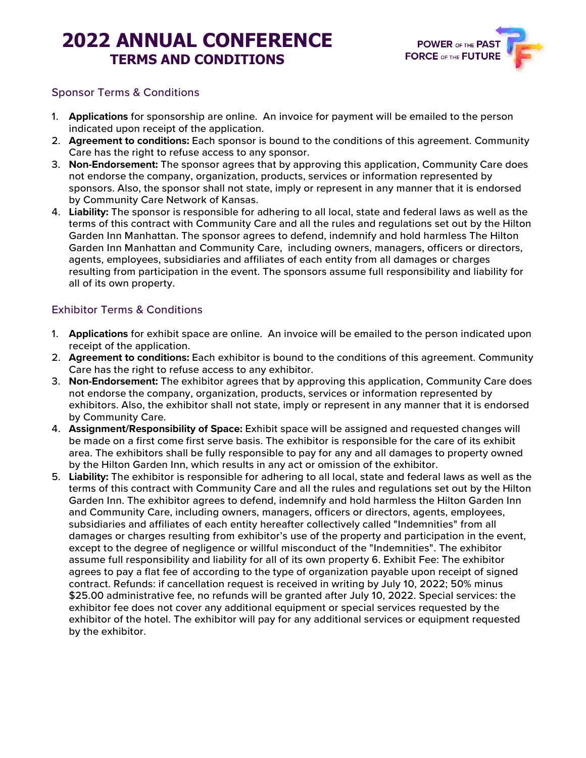# 2022 ANNUAL CONFERENCE
## TERMS AND CONDITIONS

POWER OF THE PAST
FORCE OF THE FUTURE

### Sponsor Terms & Conditions

1. **Applications** for sponsorship are online. An invoice for payment will be emailed to the person indicated upon receipt of the application.
2. **Agreement to conditions:** Each sponsor is bound to the conditions of this agreement. Community Care has the right to refuse access to any sponsor.
3. **Non-Endorsement:** The sponsor agrees that by approving this application, Community Care does not endorse the company, organization, products, services or information represented by sponsors. Also, the sponsor shall not state, imply or represent in any manner that it is endorsed by Community Care Network of Kansas.
4. **Liability:** The sponsor is responsible for adhering to all local, state and federal laws as well as the terms of this contract with Community Care and all the rules and regulations set out by the Hilton Garden Inn Manhattan. The sponsor agrees to defend, indemnify and hold harmless The Hilton Garden Inn Manhattan and Community Care, including owners, managers, officers or directors, agents, employees, subsidiaries and affiliates of each entity from all damages or charges resulting from participation in the event. The sponsors assume full responsibility and liability for all of its own property.

### Exhibitor Terms & Conditions

1. **Applications** for exhibit space are online. An invoice will be emailed to the person indicated upon receipt of the application.
2. **Agreement to conditions:** Each exhibitor is bound to the conditions of this agreement. Community Care has the right to refuse access to any exhibitor.
3. **Non-Endorsement:** The exhibitor agrees that by approving this application, Community Care does not endorse the company, organization, products, services or information represented by exhibitors. Also, the exhibitor shall not state, imply or represent in any manner that it is endorsed by Community Care.
4. **Assignment/Responsibility of Space:** Exhibit space will be assigned and requested changes will be made on a first come first serve basis. The exhibitor is responsible for the care of its exhibit area. The exhibitors shall be fully responsible to pay for any and all damages to property owned by the Hilton Garden Inn, which results in any act or omission of the exhibitor.
5. **Liability:** The exhibitor is responsible for adhering to all local, state and federal laws as well as the terms of this contract with Community Care and all the rules and regulations set out by the Hilton Garden Inn. The exhibitor agrees to defend, indemnify and hold harmless the Hilton Garden Inn and Community Care, including owners, managers, officers or directors, agents, employees, subsidiaries and affiliates of each entity hereafter collectively called "Indemnities" from all damages or charges resulting from exhibitor's use of the property and participation in the event, except to the degree of negligence or willful misconduct of the "Indemnities". The exhibitor assume full responsibility and liability for all of its own property 6. Exhibit Fee: The exhibitor agrees to pay a flat fee of according to the type of organization payable upon receipt of signed contract. Refunds: if cancellation request is received in writing by July 10, 2022; 50% minus $25.00 administrative fee, no refunds will be granted after July 10, 2022. Special services: the exhibitor fee does not cover any additional equipment or special services requested by the exhibitor of the hotel. The exhibitor will pay for any additional services or equipment requested by the exhibitor.